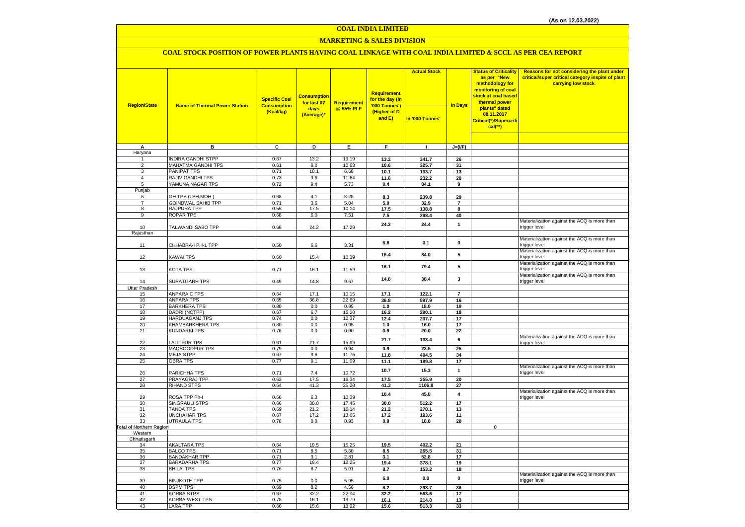(As on 12.03.2022)

# COAL INDIA LIMITED

## MARKETING & SALES DIVISION

### COAL STOCK POSITION OF POWER PLANTS HAVING COAL LINKAGE WITH COAL INDIA LIMITED & SCCL AS PER CEA REPORT

| Region/State | Name of Thermal Power Station | Specific Coal Consumption (Kcal/kg) | Consumption for last 07 days (Average)* | Requirement @ 55% PLF | Requirement for the day (In '000 Tonnes') (Higher of D and E) | Actual Stock In '000 Tonnes' | In Days | Status of Criticality as per "New methodology for monitoring of coal stock at coal based thermal power plants" dated 08.11.2017 Critical(*)/Supercritical(**) | Reasons for not considering the plant under critical/super critical category inspite of plant carrying low stock |
|---|---|---|---|---|---|---|---|---|---|
| A | B | C | D | E | F | I | J=(I/F) | | |
| Haryana | | | | | | | | | |
| 1 | INDIRA GANDHI STPP | 0.67 | 13.2 | 13.19 | 13.2 | 341.7 | 26 | | |
| 2 | MAHATMA GANDHI TPS | 0.61 | 9.0 | 10.63 | 10.6 | 325.7 | 31 | | |
| 3 | PANIPAT TPS | 0.71 | 10.1 | 6.68 | 10.1 | 133.7 | 13 | | |
| 4 | RAJIV GANDHI TPS | 0.73 | 9.6 | 11.64 | 11.6 | 232.2 | 20 | | |
| 5 | YAMUNA NAGAR TPS | 0.72 | 9.4 | 5.73 | 9.4 | 84.1 | 9 | | |
| Punjab | | | | | | | | | |
| 6 | GH TPS (LEH.MOH.) | 0.68 | 4.1 | 8.28 | 8.3 | 239.8 | 29 | | |
| 7 | GOINDWAL SAHIB TPP | 0.71 | 3.6 | 5.04 | 5.0 | 32.9 | 7 | | |
| 8 | RAJPURA TPP | 0.55 | 17.5 | 10.14 | 17.5 | 138.8 | 8 | | |
| 9 | ROPAR TPS | 0.68 | 6.0 | 7.51 | 7.5 | 298.4 | 40 | | |
| 10 | TALWANDI SABO TPP | 0.66 | 24.2 | 17.29 | 24.2 | 24.4 | 1 | | Materialization against the ACQ is more than trigger level |
| Rajasthan | | | | | | | | | |
| 11 | CHHABRA-I PH-1 TPP | 0.50 | 6.6 | 3.31 | 6.6 | 0.1 | 0 | | Materialization against the ACQ is more than trigger level |
| 12 | KAWAI TPS | 0.60 | 15.4 | 10.39 | 15.4 | 84.0 | 5 | | Materialization against the ACQ is more than trigger level |
| 13 | KOTA TPS | 0.71 | 16.1 | 11.59 | 16.1 | 79.4 | 5 | | Materialization against the ACQ is more than trigger level |
| 14 | SURATGARH TPS | 0.49 | 14.8 | 9.67 | 14.8 | 38.4 | 3 | | Materialization against the ACQ is more than trigger level |
| Uttar Pradesh | | | | | | | | | |
| 15 | ANPARA C TPS | 0.64 | 17.1 | 10.15 | 17.1 | 122.1 | 7 | | |
| 16 | ANPARA TPS | 0.65 | 36.8 | 22.69 | 36.8 | 597.9 | 16 | | |
| 17 | BARKHERA TPS | 0.80 | 0.0 | 0.95 | 1.0 | 18.0 | 19 | | |
| 18 | DADRI (NCTPP) | 0.67 | 6.7 | 16.20 | 16.2 | 290.1 | 18 | | |
| 19 | HARDUAGANJ TPS | 0.74 | 0.0 | 12.37 | 12.4 | 207.7 | 17 | | |
| 20 | KHAMBARKHERA TPS | 0.80 | 0.0 | 0.95 | 1.0 | 16.0 | 17 | | |
| 21 | KUNDARKI TPS | 0.76 | 0.0 | 0.90 | 0.9 | 20.0 | 22 | | |
| 22 | LALITPUR TPS | 0.61 | 21.7 | 15.99 | 21.7 | 133.4 | 6 | | Materialization against the ACQ is more than trigger level |
| 23 | MAQSOODPUR TPS | 0.79 | 0.0 | 0.94 | 0.9 | 23.5 | 25 | | |
| 24 | MEJA STPP | 0.67 | 9.6 | 11.76 | 11.8 | 404.5 | 34 | | |
| 25 | OBRA TPS | 0.77 | 9.1 | 11.09 | 11.1 | 189.8 | 17 | | |
| 26 | PARICHHA TPS | 0.71 | 7.4 | 10.72 | 10.7 | 15.3 | 1 | | Materialization against the ACQ is more than trigger level |
| 27 | PRAYAGRAJ TPP | 0.63 | 17.5 | 16.34 | 17.5 | 355.9 | 20 | | |
| 28 | RIHAND STPS | 0.64 | 41.3 | 25.28 | 41.3 | 1106.8 | 27 | | |
| 29 | ROSA TPP Ph-I | 0.66 | 6.3 | 10.39 | 10.4 | 45.8 | 4 | | Materialization against the ACQ is more than trigger level |
| 30 | SINGRAULI STPS | 0.66 | 30.0 | 17.45 | 30.0 | 512.2 | 17 | | |
| 31 | TANDA TPS | 0.69 | 21.2 | 16.14 | 21.2 | 278.1 | 13 | | |
| 32 | UNCHAHAR TPS | 0.67 | 17.2 | 13.65 | 17.2 | 193.6 | 11 | | |
| 33 | UTRAULA TPS | 0.78 | 0.0 | 0.93 | 0.9 | 18.8 | 20 | | |
| Total of Northern Region | | | | | | | | 0 | |
| Western | | | | | | | | | |
| Chhatisgarh | | | | | | | | | |
| 34 | AKALTARA TPS | 0.64 | 19.5 | 15.25 | 19.5 | 402.2 | 21 | | |
| 35 | BALCO TPS | 0.71 | 8.5 | 5.60 | 8.5 | 265.5 | 31 | | |
| 36 | BANDAKHAR TPP | 0.71 | 3.1 | 2.81 | 3.1 | 52.8 | 17 | | |
| 37 | BARADARHA TPS | 0.77 | 19.4 | 12.25 | 19.4 | 378.1 | 19 | | |
| 38 | BHILAI TPS | 0.76 | 8.7 | 5.01 | 8.7 | 153.2 | 18 | | |
| 39 | BINJKOTE TPP | 0.75 | 0.0 | 5.95 | 6.0 | 0.0 | 0 | | Materialization against the ACQ is more than trigger level |
| 40 | DSPM TPS | 0.69 | 8.2 | 4.56 | 8.2 | 293.7 | 36 | | |
| 41 | KORBA STPS | 0.67 | 32.2 | 22.94 | 32.2 | 563.6 | 17 | | |
| 42 | KORBA-WEST TPS | 0.78 | 16.1 | 13.79 | 16.1 | 214.8 | 13 | | |
| 43 | LARA TPP | 0.66 | 15.6 | 13.92 | 15.6 | 513.3 | 33 | | |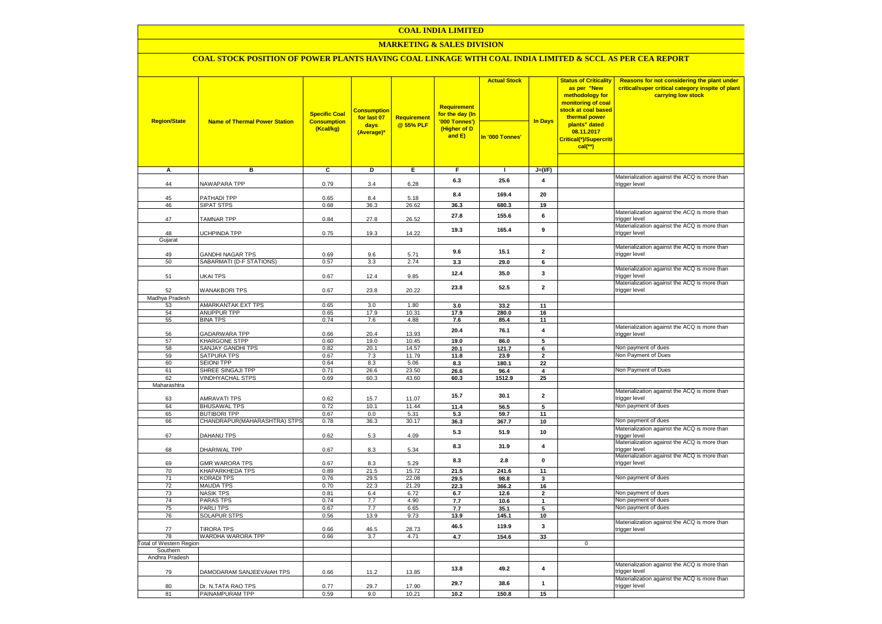# COAL INDIA LIMITED

## MARKETING & SALES DIVISION

### COAL STOCK POSITION OF POWER PLANTS HAVING COAL LINKAGE WITH COAL INDIA LIMITED & SCCL AS PER CEA REPORT

| Region/State | Name of Thermal Power Station | Specific Coal Consumption (Kcal/kg) | Consumption for last 07 days (Average)* | Requirement @ 55% PLF | Requirement for the day (In '000 Tonnes') (Higher of D and E) | Actual Stock In '000 Tonnes' | In Days | Status of Criticality as per "New methodology for monitoring of coal stock at coal based thermal power plants" dated 08.11.2017 Critical(*)/Supercritical(**) | Reasons for not considering the plant under critical/super critical category inspite of plant carrying low stock |
|---|---|---|---|---|---|---|---|---|---|
| A | B | C | D | E | F | I | J=(I/F) | | |
| 44 | NAWAPARA TPP | 0.79 | 3.4 | 6.28 | 6.3 | 25.6 | 4 | | Materialization against the ACQ is more than trigger level |
| 45 | PATHADI TPP | 0.65 | 8.4 | 5.18 | 8.4 | 169.4 | 20 | | |
| 46 | SIPAT STPS | 0.68 | 36.3 | 26.62 | 36.3 | 680.3 | 19 | | |
| 47 | TAMNAR TPP | 0.84 | 27.8 | 26.52 | 27.8 | 155.6 | 6 | | Materialization against the ACQ is more than trigger level |
| 48 | UCHPINDA TPP | 0.75 | 19.3 | 14.22 | 19.3 | 165.4 | 9 | | Materialization against the ACQ is more than trigger level |
| Gujarat | | | | | | | | | |
| 49 | GANDHI NAGAR TPS | 0.69 | 9.6 | 5.71 | 9.6 | 15.1 | 2 | | Materialization against the ACQ is more than trigger level |
| 50 | SABARMATI (D-F STATIONS) | 0.57 | 3.3 | 2.74 | 3.3 | 29.0 | 6 | | |
| 51 | UKAI TPS | 0.67 | 12.4 | 9.85 | 12.4 | 35.0 | 3 | | Materialization against the ACQ is more than trigger level |
| 52 | WANAKBORI TPS | 0.67 | 23.8 | 20.22 | 23.8 | 52.5 | 2 | | Materialization against the ACQ is more than trigger level |
| Madhya Pradesh | | | | | | | | | |
| 53 | AMARKANTAK EXT TPS | 0.65 | 3.0 | 1.80 | 3.0 | 33.2 | 11 | | |
| 54 | ANUPPUR TPP | 0.65 | 17.9 | 10.31 | 17.9 | 280.0 | 16 | | |
| 55 | BINA TPS | 0.74 | 7.6 | 4.88 | 7.6 | 85.4 | 11 | | |
| 56 | GADARWARA TPP | 0.66 | 20.4 | 13.93 | 20.4 | 76.1 | 4 | | Materialization against the ACQ is more than trigger level |
| 57 | KHARGONE STPP | 0.60 | 19.0 | 10.45 | 19.0 | 86.0 | 5 | | |
| 58 | SANJAY GANDHI TPS | 0.82 | 20.1 | 14.57 | 20.1 | 121.7 | 6 | | Non payment of dues |
| 59 | SATPURA TPS | 0.67 | 7.3 | 11.79 | 11.8 | 23.9 | 2 | | Non Payment of Dues |
| 60 | SEIONI TPP | 0.64 | 8.3 | 5.06 | 8.3 | 180.1 | 22 | | |
| 61 | SHREE SINGAJI TPP | 0.71 | 26.6 | 23.50 | 26.6 | 96.4 | 4 | | Non Payment of Dues |
| 62 | VINDHYACHAL STPS | 0.69 | 60.3 | 43.60 | 60.3 | 1512.9 | 25 | | |
| Maharashtra | | | | | | | | | |
| 63 | AMRAVATI TPS | 0.62 | 15.7 | 11.07 | 15.7 | 30.1 | 2 | | Materialization against the ACQ is more than trigger level |
| 64 | BHUSAWAL TPS | 0.72 | 10.1 | 11.44 | 11.4 | 56.5 | 5 | | Non payment of dues |
| 65 | BUTIBORI TPP | 0.67 | 0.0 | 5.31 | 5.3 | 59.7 | 11 | | |
| 66 | CHANDRAPUR(MAHARASHTRA) STPS | 0.78 | 36.3 | 30.17 | 36.3 | 367.7 | 10 | | Non payment of dues |
| 67 | DAHANU TPS | 0.62 | 5.3 | 4.09 | 5.3 | 51.9 | 10 | | Materialization against the ACQ is more than trigger level |
| 68 | DHARIWAL TPP | 0.67 | 8.3 | 5.34 | 8.3 | 31.9 | 4 | | Materialization against the ACQ is more than trigger level |
| 69 | GMR WARORA TPS | 0.67 | 8.3 | 5.29 | 8.3 | 2.8 | 0 | | Materialization against the ACQ is more than trigger level |
| 70 | KHAPARKHEDA TPS | 0.89 | 21.5 | 15.72 | 21.5 | 241.6 | 11 | | |
| 71 | KORADI TPS | 0.76 | 29.5 | 22.08 | 29.5 | 98.8 | 3 | | Non payment of dues |
| 72 | MAUDA TPS | 0.70 | 22.3 | 21.29 | 22.3 | 366.2 | 16 | | |
| 73 | NASIK TPS | 0.81 | 6.4 | 6.72 | 6.7 | 12.6 | 2 | | Non payment of dues |
| 74 | PARAS TPS | 0.74 | 7.7 | 4.90 | 7.7 | 10.6 | 1 | | Non payment of dues |
| 75 | PARLI TPS | 0.67 | 7.7 | 6.65 | 7.7 | 35.1 | 5 | | Non payment of dues |
| 76 | SOLAPUR STPS | 0.56 | 13.9 | 9.73 | 13.9 | 145.1 | 10 | | |
| 77 | TIRORA TPS | 0.66 | 46.5 | 28.73 | 46.5 | 119.9 | 3 | | Materialization against the ACQ is more than trigger level |
| 78 | WARDHA WARORA TPP | 0.66 | 3.7 | 4.71 | 4.7 | 154.6 | 33 | | |
| Total of Western Region | | | | | | | | 0 | |
| Southern | | | | | | | | | |
| Andhra Pradesh | | | | | | | | | |
| 79 | DAMODARAM SANJEEVAIAH TPS | 0.66 | 11.2 | 13.85 | 13.8 | 49.2 | 4 | | Materialization against the ACQ is more than trigger level |
| 80 | Dr. N.TATA RAO TPS | 0.77 | 29.7 | 17.90 | 29.7 | 38.6 | 1 | | Materialization against the ACQ is more than trigger level |
| 81 | PAINAMPURAM TPP | 0.59 | 9.0 | 10.21 | 10.2 | 150.8 | 15 | | |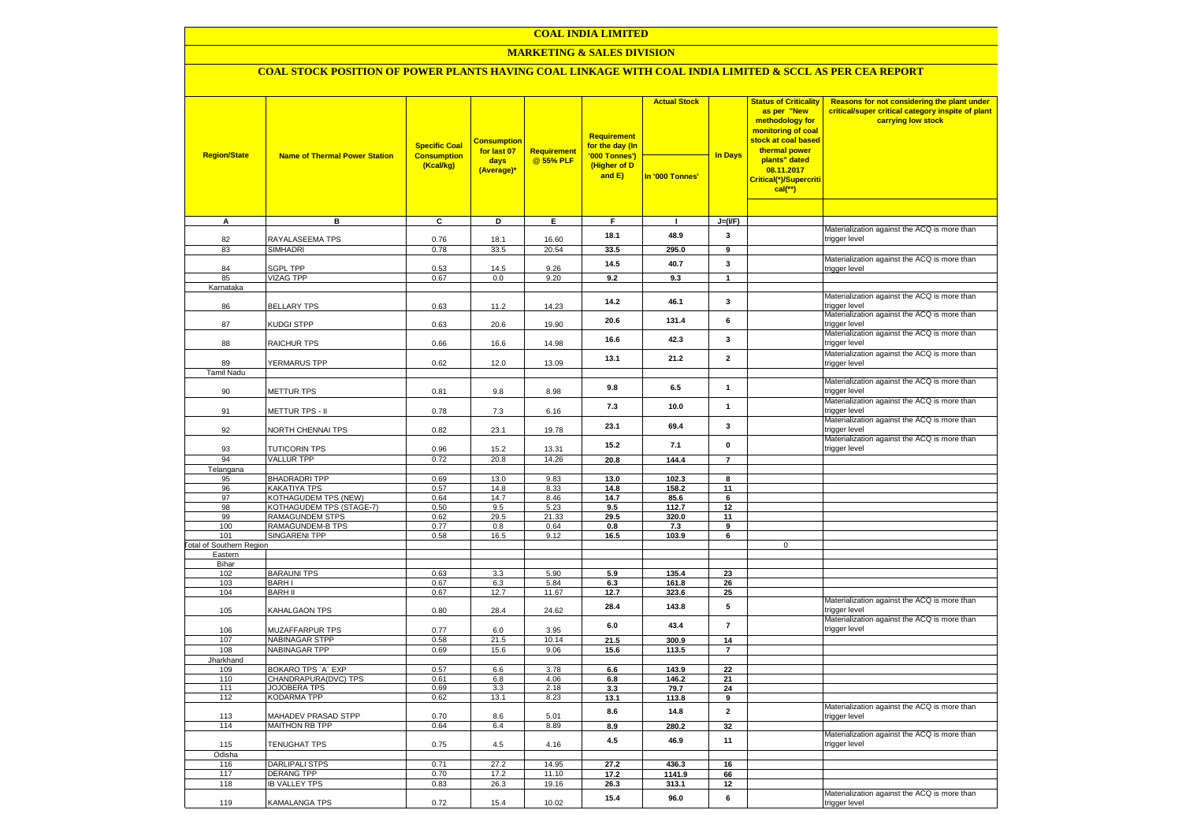# COAL INDIA LIMITED

## MARKETING & SALES DIVISION

### COAL STOCK POSITION OF POWER PLANTS HAVING COAL LINKAGE WITH COAL INDIA LIMITED & SCCL AS PER CEA REPORT

| Region/State | Name of Thermal Power Station | Specific Coal Consumption (Kcal/kg) | Consumption for last 07 days (Average)* | Requirement @ 55% PLF | Requirement for the day (In '000 Tonnes') (Higher of D and E) | Actual Stock In '000 Tonnes' | In Days | Status of Criticality as per "New methodology for monitoring of coal stock at coal based thermal power plants" dated 08.11.2017 Critical(*)/Supercritical(**) | Reasons for not considering the plant under critical/super critical category inspite of plant carrying low stock |
|---|---|---|---|---|---|---|---|---|---|
| A | B | C | D | E | F | I | J=(I/F) | | |
| 82 | RAYALASEEMA TPS | 0.76 | 18.1 | 16.60 | 18.1 | 48.9 | 3 | | Materialization against the ACQ is more than trigger level |
| 83 | SIMHADRI | 0.78 | 33.5 | 20.54 | 33.5 | 295.0 | 9 | | |
| 84 | SGPL TPP | 0.53 | 14.5 | 9.26 | 14.5 | 40.7 | 3 | | Materialization against the ACQ is more than trigger level |
| 85 | VIZAG TPP | 0.67 | 0.0 | 9.20 | 9.2 | 9.3 | 1 | | |
| Karnataka | | | | | | | | | |
| 86 | BELLARY TPS | 0.63 | 11.2 | 14.23 | 14.2 | 46.1 | 3 | | Materialization against the ACQ is more than trigger level |
| 87 | KUDGI STPP | 0.63 | 20.6 | 19.90 | 20.6 | 131.4 | 6 | | Materialization against the ACQ is more than trigger level |
| 88 | RAICHUR TPS | 0.66 | 16.6 | 14.98 | 16.6 | 42.3 | 3 | | Materialization against the ACQ is more than trigger level |
| 89 | YERMARUS TPP | 0.62 | 12.0 | 13.09 | 13.1 | 21.2 | 2 | | Materialization against the ACQ is more than trigger level |
| Tamil Nadu | | | | | | | | | |
| 90 | METTUR TPS | 0.81 | 9.8 | 8.98 | 9.8 | 6.5 | 1 | | Materialization against the ACQ is more than trigger level |
| 91 | METTUR TPS - II | 0.78 | 7.3 | 6.16 | 7.3 | 10.0 | 1 | | Materialization against the ACQ is more than trigger level |
| 92 | NORTH CHENNAI TPS | 0.82 | 23.1 | 19.78 | 23.1 | 69.4 | 3 | | Materialization against the ACQ is more than trigger level |
| 93 | TUTICORIN TPS | 0.96 | 15.2 | 13.31 | 15.2 | 7.1 | 0 | | Materialization against the ACQ is more than trigger level |
| 94 | VALLUR TPP | 0.72 | 20.8 | 14.26 | 20.8 | 144.4 | 7 | | |
| Telangana | | | | | | | | | |
| 95 | BHADRADRI TPP | 0.69 | 13.0 | 9.83 | 13.0 | 102.3 | 8 | | |
| 96 | KAKATIYA TPS | 0.57 | 14.8 | 8.33 | 14.8 | 158.2 | 11 | | |
| 97 | KOTHAGUDEM TPS (NEW) | 0.64 | 14.7 | 8.46 | 14.7 | 85.6 | 6 | | |
| 98 | KOTHAGUDEM TPS (STAGE-7) | 0.50 | 9.5 | 5.23 | 9.5 | 112.7 | 12 | | |
| 99 | RAMAGUNDEM STPS | 0.62 | 29.5 | 21.33 | 29.5 | 320.0 | 11 | | |
| 100 | RAMAGUNDEM-B TPS | 0.77 | 0.8 | 0.64 | 0.8 | 7.3 | 9 | | |
| 101 | SINGARENI TPP | 0.58 | 16.5 | 9.12 | 16.5 | 103.9 | 6 | | |
| Total of Southern Region | | | | | | | | 0 | |
| Eastern | | | | | | | | | |
| Bihar | | | | | | | | | |
| 102 | BARAUNI TPS | 0.63 | 3.3 | 5.90 | 5.9 | 135.4 | 23 | | |
| 103 | BARH I | 0.67 | 6.3 | 5.84 | 6.3 | 161.8 | 26 | | |
| 104 | BARH II | 0.67 | 12.7 | 11.67 | 12.7 | 323.6 | 25 | | |
| 105 | KAHALGAON TPS | 0.80 | 28.4 | 24.62 | 28.4 | 143.8 | 5 | | Materialization against the ACQ is more than trigger level |
| 106 | MUZAFFARPUR TPS | 0.77 | 6.0 | 3.95 | 6.0 | 43.4 | 7 | | Materialization against the ACQ is more than trigger level |
| 107 | NABINAGAR STPP | 0.58 | 21.5 | 10.14 | 21.5 | 300.9 | 14 | | |
| 108 | NABINAGAR TPP | 0.69 | 15.6 | 9.06 | 15.6 | 113.5 | 7 | | |
| Jharkhand | | | | | | | | | |
| 109 | BOKARO TPS `A` EXP | 0.57 | 6.6 | 3.78 | 6.6 | 143.9 | 22 | | |
| 110 | CHANDRAPURA(DVC) TPS | 0.61 | 6.8 | 4.06 | 6.8 | 146.2 | 21 | | |
| 111 | JOJOBERA TPS | 0.69 | 3.3 | 2.18 | 3.3 | 79.7 | 24 | | |
| 112 | KODARMA TPP | 0.62 | 13.1 | 8.23 | 13.1 | 113.8 | 9 | | |
| 113 | MAHADEV PRASAD STPP | 0.70 | 8.6 | 5.01 | 8.6 | 14.8 | 2 | | Materialization against the ACQ is more than trigger level |
| 114 | MAITHON RB TPP | 0.64 | 6.4 | 8.89 | 8.9 | 280.2 | 32 | | |
| 115 | TENUGHAT TPS | 0.75 | 4.5 | 4.16 | 4.5 | 46.9 | 11 | | Materialization against the ACQ is more than trigger level |
| Odisha | | | | | | | | | |
| 116 | DARLIPALI STPS | 0.71 | 27.2 | 14.95 | 27.2 | 436.3 | 16 | | |
| 117 | DERANG TPP | 0.70 | 17.2 | 11.10 | 17.2 | 1141.9 | 66 | | |
| 118 | IB VALLEY TPS | 0.83 | 26.3 | 19.16 | 26.3 | 313.1 | 12 | | |
| 119 | KAMALANGA TPS | 0.72 | 15.4 | 10.02 | 15.4 | 96.0 | 6 | | Materialization against the ACQ is more than trigger level |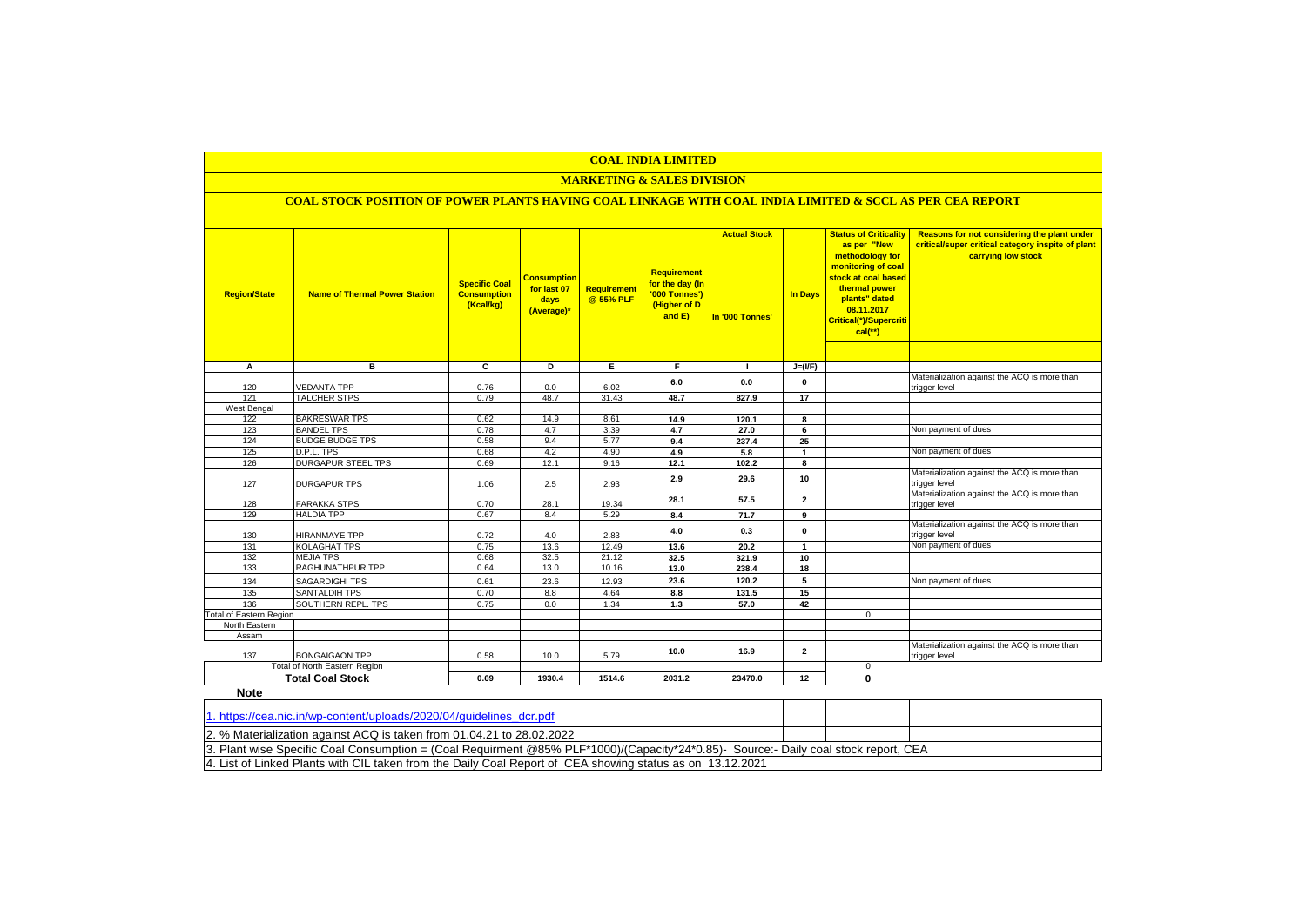# COAL INDIA LIMITED

## MARKETING & SALES DIVISION

### COAL STOCK POSITION OF POWER PLANTS HAVING COAL LINKAGE WITH COAL INDIA LIMITED & SCCL AS PER CEA REPORT

| Region/State | Name of Thermal Power Station | Specific Coal Consumption (Kcal/kg) | Consumption for last 07 days (Average)* | Requirement @ 55% PLF | Requirement for the day (In '000 Tonnes') (Higher of D and E) | Actual Stock In '000 Tonnes' | In Days | Status of Criticality as per "New methodology for monitoring of coal stock at coal based thermal power plants" dated 08.11.2017 Critical(*)/Supercritical(**) | Reasons for not considering the plant under critical/super critical category inspite of plant carrying low stock |
|---|---|---|---|---|---|---|---|---|---|
| A | B | C | D | E | F | I | J=(I/F) | | |
| 120 | VEDANTA TPP | 0.76 | 0.0 | 6.02 | 6.0 | 0.0 | 0 | | Materialization against the ACQ is more than trigger level |
| 121 | TALCHER STPS | 0.79 | 48.7 | 31.43 | 48.7 | 827.9 | 17 | | |
| West Bengal | | | | | | | | | |
| 122 | BAKRESWAR TPS | 0.62 | 14.9 | 8.61 | 14.9 | 120.1 | 8 | | |
| 123 | BANDEL TPS | 0.78 | 4.7 | 3.39 | 4.7 | 27.0 | 6 | | Non payment of dues |
| 124 | BUDGE BUDGE TPS | 0.58 | 9.4 | 5.77 | 9.4 | 237.4 | 25 | | |
| 125 | D.P.L. TPS | 0.68 | 4.2 | 4.90 | 4.9 | 5.8 | 1 | | Non payment of dues |
| 126 | DURGAPUR STEEL TPS | 0.69 | 12.1 | 9.16 | 12.1 | 102.2 | 8 | | |
| 127 | DURGAPUR TPS | 1.06 | 2.5 | 2.93 | 2.9 | 29.6 | 10 | | Materialization against the ACQ is more than trigger level |
| 128 | FARAKKA STPS | 0.70 | 28.1 | 19.34 | 28.1 | 57.5 | 2 | | Materialization against the ACQ is more than trigger level |
| 129 | HALDIA TPP | 0.67 | 8.4 | 5.29 | 8.4 | 71.7 | 9 | | |
| 130 | HIRANMAYE TPP | 0.72 | 4.0 | 2.83 | 4.0 | 0.3 | 0 | | Materialization against the ACQ is more than trigger level |
| 131 | KOLAGHAT TPS | 0.75 | 13.6 | 12.49 | 13.6 | 20.2 | 1 | | Non payment of dues |
| 132 | MEJIA TPS | 0.68 | 32.5 | 21.12 | 32.5 | 321.9 | 10 | | |
| 133 | RAGHUNATHPUR TPP | 0.64 | 13.0 | 10.16 | 13.0 | 238.4 | 18 | | |
| 134 | SAGARDIGHI TPS | 0.61 | 23.6 | 12.93 | 23.6 | 120.2 | 5 | | Non payment of dues |
| 135 | SANTALDIH TPS | 0.70 | 8.8 | 4.64 | 8.8 | 131.5 | 15 | | |
| 136 | SOUTHERN REPL. TPS | 0.75 | 0.0 | 1.34 | 1.3 | 57.0 | 42 | | |
| Total of Eastern Region | | | | | | | | 0 | |
| North Eastern | | | | | | | | | |
| Assam | | | | | | | | | |
| 137 | BONGAIGAON TPP | 0.58 | 10.0 | 5.79 | 10.0 | 16.9 | 2 | | Materialization against the ACQ is more than trigger level |
| Total of North Eastern Region | | | | | | | | 0 | |
| Total Coal Stock | | 0.69 | 1930.4 | 1514.6 | 2031.2 | 23470.0 | 12 | 0 | |

**Note**

1. https://cea.nic.in/wp-content/uploads/2020/04/guidelines_dcr.pdf
2. % Materialization against ACQ is taken from 01.04.21 to 28.02.2022
3. Plant wise Specific Coal Consumption = (Coal Requirment @85% PLF*1000)/(Capacity*24*0.85)- Source:- Daily coal stock report, CEA
4. List of Linked Plants with CIL taken from the Daily Coal Report of CEA showing status as on 13.12.2021